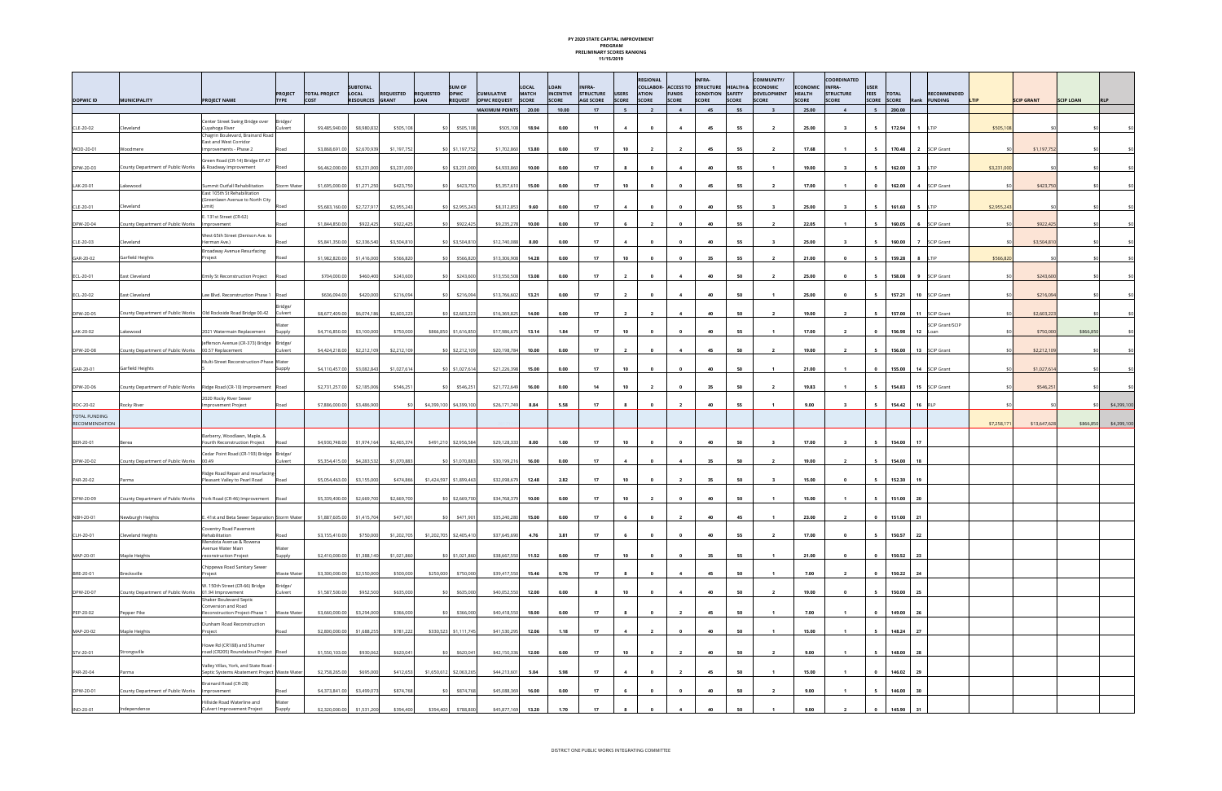# PY 2020 STATE CAPITAL IMPROVEMENT PROGRAM PRELIMINARY SCORES RANKING 11/15/2019

| DOPWIC ID | MUNICIPALITY | PROJECT NAME | PROJECT TYPE | TOTAL PROJECT COST | SUBTOTAL LOCAL RESOURCES | REQUESTED GRANT | REQUESTED LOAN | SUM OF OPWC REQUEST | CUMULATIVE OPWC REQUEST | LOCAL MATCH SCORE | LOAN INCENTIVE SCORE | INFRA-STRUCTURE AGE SCORE | USERS SCORE | REGIONAL COLLABOR-ATION SCORE | ACCESS TO FUNDS SCORE | INFRA-STRUCTURE CONDITION SCORE | HEALTH & SAFETY SCORE | COMMUNITY/ ECONOMIC DEVELOPMENT SCORE | ECONOMIC HEALTH SCORE | COORDINATED INFRA-STRUCTURE SCORE | USER FEES SCORE | TOTAL SCORE | Rank | RECOMMENDED FUNDING | LTIP | SCIP GRANT | SCIP LOAN | RLP |
|---|---|---|---|---|---|---|---|---|---|---|---|---|---|---|---|---|---|---|---|---|---|---|---|---|---|---|---|---|
| | | | | | | | | | MAXIMUM POINTS | 20.00 | 10.00 | 17 | 5 | 2 | 4 | 45 | 55 | 3 | 25.00 | 4 | 5 | 200.00 | | | | | | |
| CLE-20-02 | Cleveland | Center Street Swing Bridge over Cuyahoga River | Bridge/ Culvert | $9,485,040.00 | $8,980,832 | $505,108 | $0 | $505,108 | $505,108 | 18.94 | 0.00 | 11 | 4 | 0 | 4 | 45 | 55 | 2 | 25.00 | 3 | 5 | 172.94 | 1 | LTIP | $505,108 | $0 | $0 | $0 |
| WOD-20-01 | Woodmere | Chagrin Boulevard, Brainard Road East and West Corridor Improvements - Phase 2 | Road | $3,868,691.00 | $2,670,939 | $1,197,752 | $0 | $1,197,752 | $1,702,860 | 13.80 | 0.00 | 17 | 10 | 2 | 2 | 45 | 55 | 2 | 17.68 | 1 | 5 | 170.48 | 2 | SCIP Grant | $0 | $1,197,752 | $0 | $0 |
| DPW-20-03 | County Department of Public Works | Green Road (CR-14) Bridge 07.47 & Roadway Improvement | Road | $6,462,000.00 | $3,231,000 | $3,231,000 | $0 | $3,231,000 | $4,933,860 | 10.00 | 0.00 | 17 | 8 | 0 | 4 | 40 | 55 | 1 | 19.00 | 3 | 5 | 162.00 | 3 | LTIP | $3,231,000 | $0 | $0 | $0 |
| LAK-20-01 | Lakewood | Summit Outfall Rehabilitation | Storm Water | $1,695,000.00 | $1,271,250 | $423,750 | $0 | $423,750 | $5,357,610 | 15.00 | 0.00 | 17 | 10 | 0 | 0 | 45 | 55 | 2 | 17.00 | 1 | 0 | 162.00 | 4 | SCIP Grant | $0 | $423,750 | $0 | $0 |
| CLE-20-01 | Cleveland | East 105th St Rehabilitation (Greenlawn Avenue to North City Limit) | Road | $5,683,160.00 | $2,727,917 | $2,955,243 | $0 | $2,955,243 | $8,312,853 | 9.60 | 0.00 | 17 | 4 | 0 | 0 | 40 | 55 | 3 | 25.00 | 3 | 5 | 161.60 | 5 | LTIP | $2,955,243 | $0 | $0 | $0 |
| DPW-20-04 | County Department of Public Works | E. 131st Street (CR-62) Improvement | Road | $1,844,850.00 | $922,425 | $922,425 | $0 | $922,425 | $9,235,278 | 10.00 | 0.00 | 17 | 6 | 2 | 0 | 40 | 55 | 2 | 22.05 | 1 | 5 | 160.05 | 6 | SCIP Grant | $0 | $922,425 | $0 | $0 |
| CLE-20-03 | Cleveland | West 65th Street (Denison Ave. to Herman Ave.) | Road | $5,841,350.00 | $2,336,540 | $3,504,810 | $0 | $3,504,810 | $12,740,088 | 8.00 | 0.00 | 17 | 4 | 0 | 0 | 40 | 55 | 3 | 25.00 | 3 | 5 | 160.00 | 7 | SCIP Grant | $0 | $3,504,810 | $0 | $0 |
| GAR-20-02 | Garfield Heights | Broadway Avenue Resurfacing Project | Road | $1,982,820.00 | $1,416,000 | $566,820 | $0 | $566,820 | $13,306,908 | 14.28 | 0.00 | 17 | 10 | 0 | 0 | 35 | 55 | 2 | 21.00 | 0 | 5 | 159.28 | 8 | LTIP | $566,820 | $0 | $0 | $0 |
| ECL-20-01 | East Cleveland | Emily St Reconstruction Project | Road | $704,000.00 | $460,400 | $243,600 | $0 | $243,600 | $13,550,508 | 13.08 | 0.00 | 17 | 2 | 0 | 4 | 40 | 50 | 2 | 25.00 | 0 | 5 | 158.08 | 9 | SCIP Grant | $0 | $243,600 | $0 | $0 |
| ECL-20-02 | East Cleveland | Lee Blvd. Reconstruction Phase 1 | Road | $636,094.00 | $420,000 | $216,094 | $0 | $216,094 | $13,766,602 | 13.21 | 0.00 | 17 | 2 | 0 | 4 | 40 | 50 | 1 | 25.00 | 0 | 5 | 157.21 | 10 | SCIP Grant | $0 | $216,094 | $0 | $0 |
| DPW-20-05 | County Department of Public Works | Old Rockside Road Bridge 00.42 | Bridge/ Culvert | $8,677,409.00 | $6,074,186 | $2,603,223 | $0 | $2,603,223 | $16,369,825 | 14.00 | 0.00 | 17 | 2 | 2 | 4 | 40 | 50 | 2 | 19.00 | 2 | 5 | 157.00 | 11 | SCIP Grant | $0 | $2,603,223 | $0 | $0 |
| LAK-20-02 | Lakewood | 2021 Watermain Replacement | Water Supply | $4,716,850.00 | $3,100,000 | $750,000 | $866,850 | $1,616,850 | $17,986,675 | 13.14 | 1.84 | 17 | 10 | 0 | 0 | 40 | 55 | 1 | 17.00 | 2 | 0 | 156.98 | 12 | SCIP Grant/SCIP Loan | $0 | $750,000 | $866,850 | $0 |
| DPW-20-08 | County Department of Public Works | Jefferson Avenue (CR-373) Bridge 00.57 Replacement | Bridge/ Culvert | $4,424,218.00 | $2,212,109 | $2,212,109 | $0 | $2,212,109 | $20,198,784 | 10.00 | 0.00 | 17 | 2 | 0 | 4 | 45 | 50 | 2 | 19.00 | 2 | 5 | 156.00 | 13 | SCIP Grant | $0 | $2,212,109 | $0 | $0 |
| GAR-20-01 | Garfield Heights | Multi-Street Reconstruction-Phase 5 | Water Supply | $4,110,457.00 | $3,082,843 | $1,027,614 | $0 | $1,027,614 | $21,226,398 | 15.00 | 0.00 | 17 | 10 | 0 | 0 | 40 | 50 | 1 | 21.00 | 1 | 0 | 155.00 | 14 | SCIP Grant | $0 | $1,027,614 | $0 | $0 |
| DPW-20-06 | County Department of Public Works | Ridge Road (CR-10) Improvement | Road | $2,731,257.00 | $2,185,006 | $546,251 | $0 | $546,251 | $21,772,649 | 16.00 | 0.00 | 14 | 10 | 2 | 0 | 35 | 50 | 2 | 19.83 | 1 | 5 | 154.83 | 15 | SCIP Grant | $0 | $546,251 | $0 | $0 |
| RCC-20-02 | Rocky River | 2020 Rocky River Sewer Improvement Project | Road | $7,886,000.00 | $3,486,900 | $0 | $4,399,100 | $4,399,100 | $26,171,749 | 8.84 | 5.58 | 17 | 8 | 0 | 2 | 40 | 55 | 1 | 9.00 | 3 | 5 | 154.42 | 16 | RLP | $0 | $0 | $0 | $4,399,100 |
| TOTAL FUNDING RECOMMENDATION | | | | | | | | | | | | | | | | | | | | | | | | | $7,258,171 | $13,647,628 | $866,850 | $4,399,100 |
| BER-20-01 | Berea | Barberry, Woodlawn, Maple, & Fourth Reconstruction Project | Road | $4,930,748.00 | $1,974,164 | $2,465,374 | $491,210 | $2,956,584 | $29,128,333 | 8.00 | 1.00 | 17 | 10 | 0 | 0 | 40 | 50 | 3 | 17.00 | 3 | 5 | 154.00 | 17 | | | | | |
| DPW-20-02 | County Department of Public Works | Cedar Point Road (CR-193) Bridge 00.49 | Bridge/ Culvert | $5,354,415.00 | $4,283,532 | $1,070,883 | $0 | $1,070,883 | $30,199,216 | 16.00 | 0.00 | 17 | 4 | 0 | 4 | 35 | 50 | 2 | 19.00 | 2 | 5 | 154.00 | 18 | | | | | |
| PAR-20-02 | Parma | Ridge Road Repair and resurfacing Pleasant Valley to Pearl Road | Road | $5,054,463.00 | $3,155,000 | $474,866 | $1,424,597 | $1,899,463 | $32,098,679 | 12.48 | 2.82 | 17 | 10 | 0 | 2 | 35 | 50 | 3 | 15.00 | 0 | 5 | 152.30 | 19 | | | | | |
| DPW-20-09 | County Department of Public Works | York Road (CR-46) Improvement | Road | $5,339,400.00 | $2,669,700 | $2,669,700 | $0 | $2,669,700 | $34,768,379 | 10.00 | 0.00 | 17 | 10 | 2 | 0 | 40 | 50 | 1 | 15.00 | 1 | 5 | 151.00 | 20 | | | | | |
| NBH-20-01 | Newburgh Heights | E. 41st and Beta Sewer Separation | Storm Water | $1,887,605.00 | $1,415,704 | $471,901 | $0 | $471,901 | $35,240,280 | 15.00 | 0.00 | 17 | 6 | 0 | 2 | 40 | 45 | 1 | 23.00 | 2 | 0 | 151.00 | 21 | | | | | |
| CLH-20-01 | Cleveland Heights | Coventry Road Pavement Rehabilitation | Road | $3,155,410.00 | $750,000 | $1,202,705 | $1,202,705 | $2,405,410 | $37,645,690 | 4.76 | 3.81 | 17 | 6 | 0 | 0 | 40 | 55 | 2 | 17.00 | 0 | 5 | 150.57 | 22 | | | | | |
| MAP-20-01 | Maple Heights | Mendota Avenue & Rowena Avenue Water Main reconstruction Project | Water Supply | $2,410,000.00 | $1,388,140 | $1,021,860 | $0 | $1,021,860 | $38,667,550 | 11.52 | 0.00 | 17 | 10 | 0 | 0 | 35 | 55 | 1 | 21.00 | 0 | 0 | 150.52 | 23 | | | | | |
| BRE-20-01 | Brecksville | Chippewa Road Sanitary Sewer Project | Waste Water | $3,300,000.00 | $2,550,000 | $500,000 | $250,000 | $750,000 | $39,417,550 | 15.46 | 0.76 | 17 | 8 | 0 | 4 | 45 | 50 | 1 | 7.00 | 2 | 0 | 150.22 | 24 | | | | | |
| DPW-20-07 | County Department of Public Works | W. 150th Street (CR-66) Bridge 01.94 Improvement | Bridge/ Culvert | $1,587,500.00 | $952,500 | $635,000 | $0 | $635,000 | $40,052,550 | 12.00 | 0.00 | 8 | 10 | 0 | 4 | 40 | 50 | 2 | 19.00 | 0 | 5 | 150.00 | 25 | | | | | |
| PEP-20-02 | Pepper Pike | Shaker Boulevard Septic Conversion and Road Reconstruction Project-Phase 1 | Waste Water | $3,660,000.00 | $3,294,000 | $366,000 | $0 | $366,000 | $40,418,550 | 18.00 | 0.00 | 17 | 8 | 0 | 2 | 45 | 50 | 1 | 7.00 | 1 | 0 | 149.00 | 26 | | | | | |
| MAP-20-02 | Maple Heights | Dunham Road Reconstruction Project | Road | $2,800,000.00 | $1,688,255 | $781,222 | $330,523 | $1,111,745 | $41,530,295 | 12.06 | 1.18 | 17 | 4 | 2 | 0 | 40 | 50 | 1 | 15.00 | 1 | 5 | 148.24 | 27 | | | | | |
| STV-20-01 | Strongsville | Howe Rd (CR188) and Shurmer road (CR205) Roundabout Project | Road | $1,550,103.00 | $930,062 | $620,041 | $0 | $620,041 | $42,150,336 | 12.00 | 0.00 | 17 | 10 | 0 | 2 | 40 | 50 | 2 | 9.00 | 1 | 5 | 148.00 | 28 | | | | | |
| PAR-20-04 | Parma | Valley Villas, York, and State Road - Septic Systems Abatement Project | Waste Water | $2,758,265.00 | $695,000 | $412,653 | $1,650,612 | $2,063,265 | $44,213,601 | 5.04 | 5.98 | 17 | 4 | 0 | 2 | 45 | 50 | 1 | 15.00 | 1 | 0 | 146.02 | 29 | | | | | |
| DPW-20-01 | County Department of Public Works | Brainard Road (CR-28) Improvement | Road | $4,373,841.00 | $3,499,073 | $874,768 | $0 | $874,768 | $45,088,369 | 16.00 | 0.00 | 17 | 6 | 0 | 0 | 40 | 50 | 2 | 9.00 | 1 | 5 | 146.00 | 30 | | | | | |
| IND-20-01 | Independence | Hillside Road Waterline and Culvert Improvement Project | Water Supply | $2,320,000.00 | $1,531,200 | $394,400 | $394,400 | $788,800 | $45,877,169 | 13.20 | 1.70 | 17 | 8 | 0 | 4 | 40 | 50 | 1 | 9.00 | 2 | 0 | 145.90 | 31 | | | | | |

DISTRICT ONE PUBLIC WORKS INTEGRATING COMMITTEE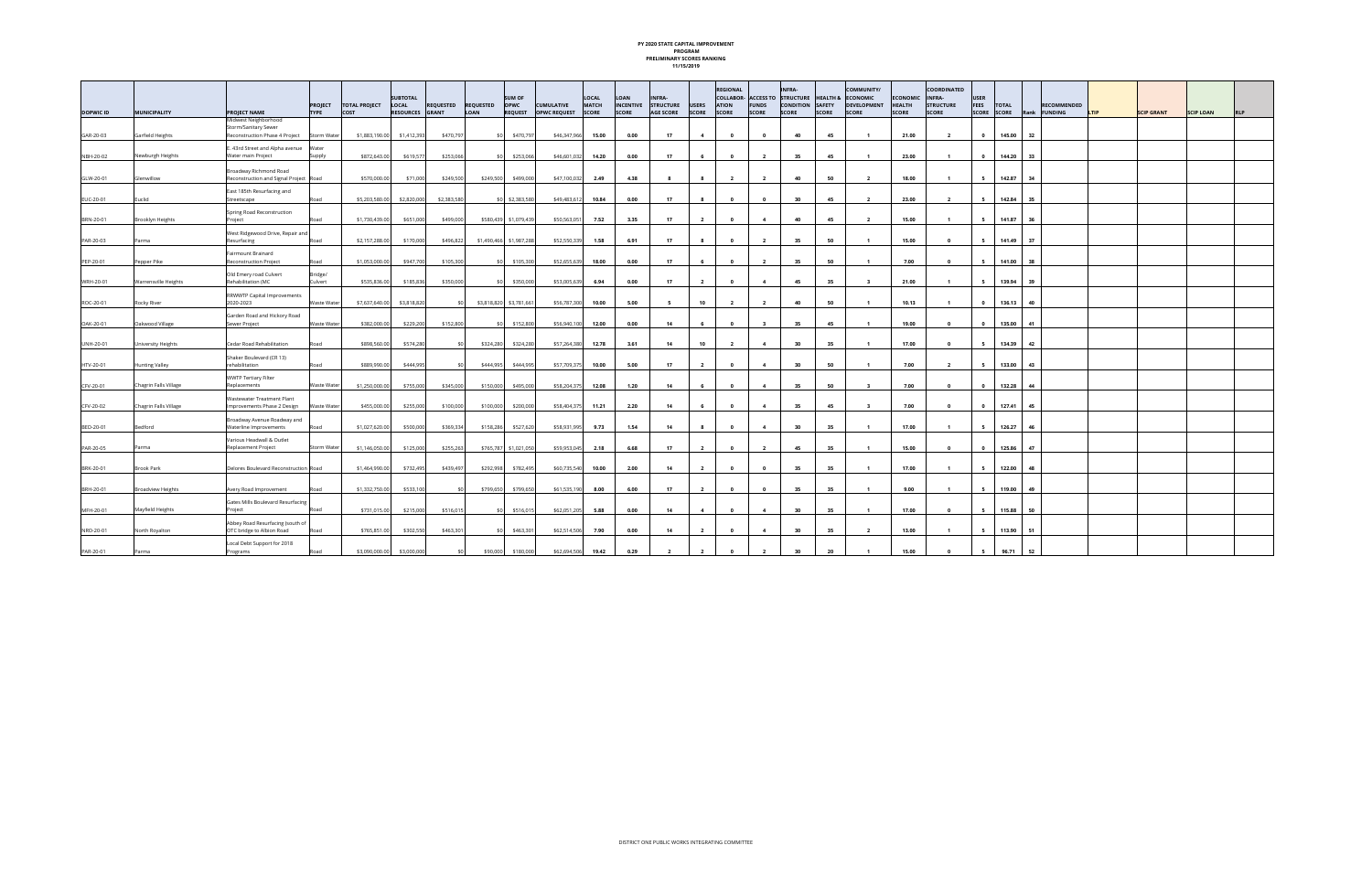# PY 2020 STATE CAPITAL IMPROVEMENT PROGRAM
## PRELIMINARY SCORES RANKING
### 11/15/2019

| DOPWIC ID | MUNICIPALITY | PROJECT NAME | PROJECT TYPE | TOTAL PROJECT COST | SUBTOTAL LOCAL RESOURCES | REQUESTED GRANT | REQUESTED LOAN | SUM OF OPWC REQUEST | CUMULATIVE OPWC REQUEST | LOCAL MATCH SCORE | LOAN INCENTIVE SCORE | INFRA-STRUCTURE AGE SCORE | USERS SCORE | REGIONAL COLLABOR-ATION SCORE | ACCESS TO FUNDS SCORE | INFRA-STRUCTURE CONDITION SCORE | HEALTH & SAFETY SCORE | COMMUNITY/ ECONOMIC DEVELOPMENT SCORE | ECONOMIC HEALTH SCORE | COORDINATED INFRA-STRUCTURE SCORE | USER FEES SCORE | TOTAL SCORE | Rank | RECOMMENDED FUNDING | LTIP | SCIP GRANT | SCIP LOAN | RLP |
|---|---|---|---|---|---|---|---|---|---|---|---|---|---|---|---|---|---|---|---|---|---|---|---|---|---|---|---|---|
| GAR-20-03 | Garfield Heights | Midwest Neighborhood Storm/Sanitary Sewer Reconstruction Phase 4 Project | Storm Water | $1,883,190.00 | $1,412,393 | $470,797 | $0 | $470,797 | $46,347,966 | 15.00 | 0.00 | 17 | 4 | 0 | 0 | 40 | 45 | 1 | 21.00 | 2 | 0 | 145.00 | 32 | | | | | |
| NBH-20-02 | Newburgh Heights | E. 43rd Street and Alpha avenue Water main Project | Water Supply | $872,643.00 | $619,577 | $253,066 | $0 | $253,066 | $46,601,032 | 14.20 | 0.00 | 17 | 6 | 0 | 2 | 35 | 45 | 1 | 23.00 | 1 | 0 | 144.20 | 33 | | | | | |
| GLW-20-01 | Glenwillow | Broadway Richmond Road Reconstruction and Signal Project | Road | $570,000.00 | $71,000 | $249,500 | $249,500 | $499,000 | $47,100,032 | 2.49 | 4.38 | 8 | 8 | 2 | 2 | 40 | 50 | 2 | 18.00 | 1 | 5 | 142.87 | 34 | | | | | |
| EUC-20-01 | Euclid | East 185th Resurfacing and Streetscape | Road | $5,203,580.00 | $2,820,000 | $2,383,580 | $0 | $2,383,580 | $49,483,612 | 10.84 | 0.00 | 17 | 8 | 0 | 0 | 30 | 45 | 2 | 23.00 | 2 | 5 | 142.84 | 35 | | | | | |
| BRN-20-01 | Brooklyn Heights | Spring Road Reconstruction Project | Road | $1,730,439.00 | $651,000 | $499,000 | $580,439 | $1,079,439 | $50,563,051 | 7.52 | 3.35 | 17 | 2 | 0 | 4 | 40 | 45 | 2 | 15.00 | 1 | 5 | 141.87 | 36 | | | | | |
| PAR-20-03 | Parma | West Ridgewood Drive, Repair and Resurfacing | Road | $2,157,288.00 | $170,000 | $496,822 | $1,490,466 | $1,987,288 | $52,550,339 | 1.58 | 6.91 | 17 | 8 | 0 | 2 | 35 | 50 | 1 | 15.00 | 0 | 5 | 141.49 | 37 | | | | | |
| PEP-20-01 | Pepper Pike | Fairmount Brainard Reconstruction Project | Road | $1,053,000.00 | $947,700 | $105,300 | $0 | $105,300 | $52,655,639 | 18.00 | 0.00 | 17 | 6 | 0 | 2 | 35 | 50 | 1 | 7.00 | 0 | 5 | 141.00 | 38 | | | | | |
| WRH-20-01 | Warrensville Heights | Old Emery road Culvert Rehabilitation (MC | Bridge/ Culvert | $535,836.00 | $185,836 | $350,000 | $0 | $350,000 | $53,005,639 | 6.94 | 0.00 | 17 | 2 | 0 | 4 | 45 | 35 | 3 | 21.00 | 1 | 5 | 139.94 | 39 | | | | | |
| ROC-20-01 | Rocky River | RRWWTP Capital Improvements 2020-2023 | Waste Water | $7,637,640.00 | $3,818,820 | $0 | $3,818,820 | $3,781,661 | $56,787,300 | 10.00 | 5.00 | 5 | 10 | 2 | 2 | 40 | 50 | 1 | 10.13 | 1 | 0 | 136.13 | 40 | | | | | |
| OAK-20-01 | Oakwood Village | Garden Road and Hickory Road Sewer Project | Waste Water | $382,000.00 | $229,200 | $152,800 | $0 | $152,800 | $56,940,100 | 12.00 | 0.00 | 14 | 6 | 0 | 3 | 35 | 45 | 1 | 19.00 | 0 | 0 | 135.00 | 41 | | | | | |
| UNH-20-01 | University Heights | Cedar Road Rehabilitation | Road | $898,560.00 | $574,280 | $0 | $324,280 | $324,280 | $57,264,380 | 12.78 | 3.61 | 14 | 10 | 2 | 4 | 30 | 35 | 1 | 17.00 | 0 | 5 | 134.39 | 42 | | | | | |
| HTV-20-01 | Hunting Valley | Shaker Boulevard (CR 13) rehabilitation | Road | $889,990.00 | $444,995 | $0 | $444,995 | $444,995 | $57,709,375 | 10.00 | 5.00 | 17 | 2 | 0 | 4 | 30 | 50 | 1 | 7.00 | 2 | 5 | 133.00 | 43 | | | | | |
| CFV-20-01 | Chagrin Falls Village | WWTP Tertiary Filter Replacements | Waste Water | $1,250,000.00 | $755,000 | $345,000 | $150,000 | $495,000 | $58,204,375 | 12.08 | 1.20 | 14 | 6 | 0 | 4 | 35 | 50 | 3 | 7.00 | 0 | 0 | 132.28 | 44 | | | | | |
| CFV-20-02 | Chagrin Falls Village | Wastewater Treatment Plant Improvements Phase 2 Design | Waste Water | $455,000.00 | $255,000 | $100,000 | $100,000 | $200,000 | $58,404,375 | 11.21 | 2.20 | 14 | 6 | 0 | 4 | 35 | 45 | 3 | 7.00 | 0 | 0 | 127.41 | 45 | | | | | |
| BED-20-01 | Bedford | Broadway Avenue Roadway and Waterline Improvements | Road | $1,027,620.00 | $500,000 | $369,334 | $158,286 | $527,620 | $58,931,995 | 9.73 | 1.54 | 14 | 8 | 0 | 4 | 30 | 35 | 1 | 17.00 | 1 | 5 | 126.27 | 46 | | | | | |
| PAR-20-05 | Parma | Various Headwall & Outlet Replacement Project | Storm Water | $1,146,050.00 | $125,000 | $255,263 | $765,787 | $1,021,050 | $59,953,045 | 2.18 | 6.68 | 17 | 2 | 0 | 2 | 45 | 35 | 1 | 15.00 | 0 | 0 | 125.86 | 47 | | | | | |
| BRK-20-01 | Brook Park | Delores Boulevard Reconstruction | Road | $1,464,990.00 | $732,495 | $439,497 | $292,998 | $782,495 | $60,735,540 | 10.00 | 2.00 | 14 | 2 | 0 | 0 | 35 | 35 | 1 | 17.00 | 1 | 5 | 122.00 | 48 | | | | | |
| BRH-20-01 | Broadview Heights | Avery Road Improvement | Road | $1,332,750.00 | $533,100 | $0 | $799,650 | $799,650 | $61,535,190 | 8.00 | 6.00 | 17 | 2 | 0 | 0 | 35 | 35 | 1 | 9.00 | 1 | 5 | 119.00 | 49 | | | | | |
| MFH-20-01 | Mayfield Heights | Gates Mills Boulevard Resurfacing Project | Road | $731,015.00 | $215,000 | $516,015 | $0 | $516,015 | $62,051,205 | 5.88 | 0.00 | 14 | 4 | 0 | 4 | 30 | 35 | 1 | 17.00 | 0 | 5 | 115.88 | 50 | | | | | |
| NRO-20-01 | North Royalton | Abbey Road Resurfacing (south of OTC bridge to Albion Road | Road | $765,851.00 | $302,550 | $463,301 | $0 | $463,301 | $62,514,506 | 7.90 | 0.00 | 14 | 2 | 0 | 4 | 30 | 35 | 2 | 13.00 | 1 | 5 | 113.90 | 51 | | | | | |
| PAR-20-01 | Parma | Local Debt Support for 2018 Programs | Road | $3,090,000.00 | $3,000,000 | $0 | $90,000 | $180,000 | $62,694,506 | 19.42 | 0.29 | 2 | 2 | 0 | 2 | 30 | 20 | 1 | 15.00 | 0 | 5 | 96.71 | 52 | | | | | |

DISTRICT ONE PUBLIC WORKS INTEGRATING COMMITTEE